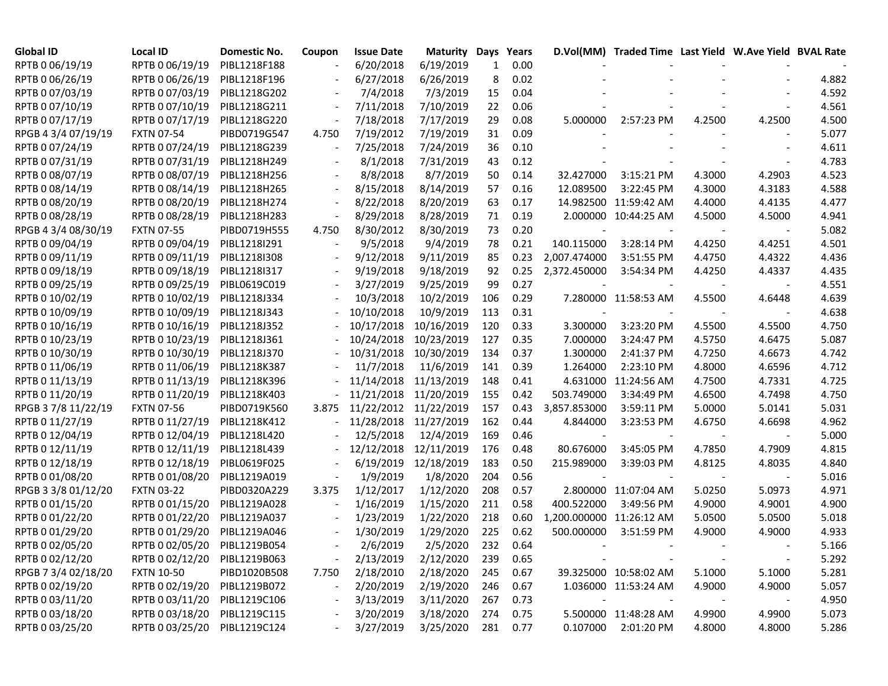| Global ID | Local ID | Domestic No. | Coupon | Issue Date | Maturity | Days | Years | D.Vol(MM) | Traded Time | Last Yield | W.Ave Yield | BVAL Rate |
|---|---|---|---|---|---|---|---|---|---|---|---|---|
| RPTB 0 06/19/19 | RPTB 0 06/19/19 | PIBL1218F188 | - | 6/20/2018 | 6/19/2019 | 1 | 0.00 | - | - | - | - | - |
| RPTB 0 06/26/19 | RPTB 0 06/26/19 | PIBL1218F196 | - | 6/27/2018 | 6/26/2019 | 8 | 0.02 | - | - | - | - | 4.882 |
| RPTB 0 07/03/19 | RPTB 0 07/03/19 | PIBL1218G202 | - | 7/4/2018 | 7/3/2019 | 15 | 0.04 | - | - | - | - | 4.592 |
| RPTB 0 07/10/19 | RPTB 0 07/10/19 | PIBL1218G211 | - | 7/11/2018 | 7/10/2019 | 22 | 0.06 | - | - | - | - | 4.561 |
| RPTB 0 07/17/19 | RPTB 0 07/17/19 | PIBL1218G220 | - | 7/18/2018 | 7/17/2019 | 29 | 0.08 | 5.000000 | 2:57:23 PM | 4.2500 | 4.2500 | 4.500 |
| RPGB 4 3/4 07/19/19 | FXTN 07-54 | PIBD0719G547 | 4.750 | 7/19/2012 | 7/19/2019 | 31 | 0.09 | - | - | - | - | 5.077 |
| RPTB 0 07/24/19 | RPTB 0 07/24/19 | PIBL1218G239 | - | 7/25/2018 | 7/24/2019 | 36 | 0.10 | - | - | - | - | 4.611 |
| RPTB 0 07/31/19 | RPTB 0 07/31/19 | PIBL1218H249 | - | 8/1/2018 | 7/31/2019 | 43 | 0.12 | - | - | - | - | 4.783 |
| RPTB 0 08/07/19 | RPTB 0 08/07/19 | PIBL1218H256 | - | 8/8/2018 | 8/7/2019 | 50 | 0.14 | 32.427000 | 3:15:21 PM | 4.3000 | 4.2903 | 4.523 |
| RPTB 0 08/14/19 | RPTB 0 08/14/19 | PIBL1218H265 | - | 8/15/2018 | 8/14/2019 | 57 | 0.16 | 12.089500 | 3:22:45 PM | 4.3000 | 4.3183 | 4.588 |
| RPTB 0 08/20/19 | RPTB 0 08/20/19 | PIBL1218H274 | - | 8/22/2018 | 8/20/2019 | 63 | 0.17 | 14.982500 | 11:59:42 AM | 4.4000 | 4.4135 | 4.477 |
| RPTB 0 08/28/19 | RPTB 0 08/28/19 | PIBL1218H283 | - | 8/29/2018 | 8/28/2019 | 71 | 0.19 | 2.000000 | 10:44:25 AM | 4.5000 | 4.5000 | 4.941 |
| RPGB 4 3/4 08/30/19 | FXTN 07-55 | PIBD0719H555 | 4.750 | 8/30/2012 | 8/30/2019 | 73 | 0.20 | - | - | - | - | 5.082 |
| RPTB 0 09/04/19 | RPTB 0 09/04/19 | PIBL1218I291 | - | 9/5/2018 | 9/4/2019 | 78 | 0.21 | 140.115000 | 3:28:14 PM | 4.4250 | 4.4251 | 4.501 |
| RPTB 0 09/11/19 | RPTB 0 09/11/19 | PIBL1218I308 | - | 9/12/2018 | 9/11/2019 | 85 | 0.23 | 2,007.474000 | 3:51:55 PM | 4.4750 | 4.4322 | 4.436 |
| RPTB 0 09/18/19 | RPTB 0 09/18/19 | PIBL1218I317 | - | 9/19/2018 | 9/18/2019 | 92 | 0.25 | 2,372.450000 | 3:54:34 PM | 4.4250 | 4.4337 | 4.435 |
| RPTB 0 09/25/19 | RPTB 0 09/25/19 | PIBL0619C019 | - | 3/27/2019 | 9/25/2019 | 99 | 0.27 | - | - | - | - | 4.551 |
| RPTB 0 10/02/19 | RPTB 0 10/02/19 | PIBL1218J334 | - | 10/3/2018 | 10/2/2019 | 106 | 0.29 | 7.280000 | 11:58:53 AM | 4.5500 | 4.6448 | 4.639 |
| RPTB 0 10/09/19 | RPTB 0 10/09/19 | PIBL1218J343 | - | 10/10/2018 | 10/9/2019 | 113 | 0.31 | - | - | - | - | 4.638 |
| RPTB 0 10/16/19 | RPTB 0 10/16/19 | PIBL1218J352 | - | 10/17/2018 | 10/16/2019 | 120 | 0.33 | 3.300000 | 3:23:20 PM | 4.5500 | 4.5500 | 4.750 |
| RPTB 0 10/23/19 | RPTB 0 10/23/19 | PIBL1218J361 | - | 10/24/2018 | 10/23/2019 | 127 | 0.35 | 7.000000 | 3:24:47 PM | 4.5750 | 4.6475 | 5.087 |
| RPTB 0 10/30/19 | RPTB 0 10/30/19 | PIBL1218J370 | - | 10/31/2018 | 10/30/2019 | 134 | 0.37 | 1.300000 | 2:41:37 PM | 4.7250 | 4.6673 | 4.742 |
| RPTB 0 11/06/19 | RPTB 0 11/06/19 | PIBL1218K387 | - | 11/7/2018 | 11/6/2019 | 141 | 0.39 | 1.264000 | 2:23:10 PM | 4.8000 | 4.6596 | 4.712 |
| RPTB 0 11/13/19 | RPTB 0 11/13/19 | PIBL1218K396 | - | 11/14/2018 | 11/13/2019 | 148 | 0.41 | 4.631000 | 11:24:56 AM | 4.7500 | 4.7331 | 4.725 |
| RPTB 0 11/20/19 | RPTB 0 11/20/19 | PIBL1218K403 | - | 11/21/2018 | 11/20/2019 | 155 | 0.42 | 503.749000 | 3:34:49 PM | 4.6500 | 4.7498 | 4.750 |
| RPGB 3 7/8 11/22/19 | FXTN 07-56 | PIBD0719K560 | 3.875 | 11/22/2012 | 11/22/2019 | 157 | 0.43 | 3,857.853000 | 3:59:11 PM | 5.0000 | 5.0141 | 5.031 |
| RPTB 0 11/27/19 | RPTB 0 11/27/19 | PIBL1218K412 | - | 11/28/2018 | 11/27/2019 | 162 | 0.44 | 4.844000 | 3:23:53 PM | 4.6750 | 4.6698 | 4.962 |
| RPTB 0 12/04/19 | RPTB 0 12/04/19 | PIBL1218L420 | - | 12/5/2018 | 12/4/2019 | 169 | 0.46 | - | - | - | - | 5.000 |
| RPTB 0 12/11/19 | RPTB 0 12/11/19 | PIBL1218L439 | - | 12/12/2018 | 12/11/2019 | 176 | 0.48 | 80.676000 | 3:45:05 PM | 4.7850 | 4.7909 | 4.815 |
| RPTB 0 12/18/19 | RPTB 0 12/18/19 | PIBL0619F025 | - | 6/19/2019 | 12/18/2019 | 183 | 0.50 | 215.989000 | 3:39:03 PM | 4.8125 | 4.8035 | 4.840 |
| RPTB 0 01/08/20 | RPTB 0 01/08/20 | PIBL1219A019 | - | 1/9/2019 | 1/8/2020 | 204 | 0.56 | - | - | - | - | 5.016 |
| RPGB 3 3/8 01/12/20 | FXTN 03-22 | PIBD0320A229 | 3.375 | 1/12/2017 | 1/12/2020 | 208 | 0.57 | 2.800000 | 11:07:04 AM | 5.0250 | 5.0973 | 4.971 |
| RPTB 0 01/15/20 | RPTB 0 01/15/20 | PIBL1219A028 | - | 1/16/2019 | 1/15/2020 | 211 | 0.58 | 400.522000 | 3:49:56 PM | 4.9000 | 4.9001 | 4.900 |
| RPTB 0 01/22/20 | RPTB 0 01/22/20 | PIBL1219A037 | - | 1/23/2019 | 1/22/2020 | 218 | 0.60 | 1,200.000000 | 11:26:12 AM | 5.0500 | 5.0500 | 5.018 |
| RPTB 0 01/29/20 | RPTB 0 01/29/20 | PIBL1219A046 | - | 1/30/2019 | 1/29/2020 | 225 | 0.62 | 500.000000 | 3:51:59 PM | 4.9000 | 4.9000 | 4.933 |
| RPTB 0 02/05/20 | RPTB 0 02/05/20 | PIBL1219B054 | - | 2/6/2019 | 2/5/2020 | 232 | 0.64 | - | - | - | - | 5.166 |
| RPTB 0 02/12/20 | RPTB 0 02/12/20 | PIBL1219B063 | - | 2/13/2019 | 2/12/2020 | 239 | 0.65 | - | - | - | - | 5.292 |
| RPGB 7 3/4 02/18/20 | FXTN 10-50 | PIBD1020B508 | 7.750 | 2/18/2010 | 2/18/2020 | 245 | 0.67 | 39.325000 | 10:58:02 AM | 5.1000 | 5.1000 | 5.281 |
| RPTB 0 02/19/20 | RPTB 0 02/19/20 | PIBL1219B072 | - | 2/20/2019 | 2/19/2020 | 246 | 0.67 | 1.036000 | 11:53:24 AM | 4.9000 | 4.9000 | 5.057 |
| RPTB 0 03/11/20 | RPTB 0 03/11/20 | PIBL1219C106 | - | 3/13/2019 | 3/11/2020 | 267 | 0.73 | - | - | - | - | 4.950 |
| RPTB 0 03/18/20 | RPTB 0 03/18/20 | PIBL1219C115 | - | 3/20/2019 | 3/18/2020 | 274 | 0.75 | 5.500000 | 11:48:28 AM | 4.9900 | 4.9900 | 5.073 |
| RPTB 0 03/25/20 | RPTB 0 03/25/20 | PIBL1219C124 | - | 3/27/2019 | 3/25/2020 | 281 | 0.77 | 0.107000 | 2:01:20 PM | 4.8000 | 4.8000 | 5.286 |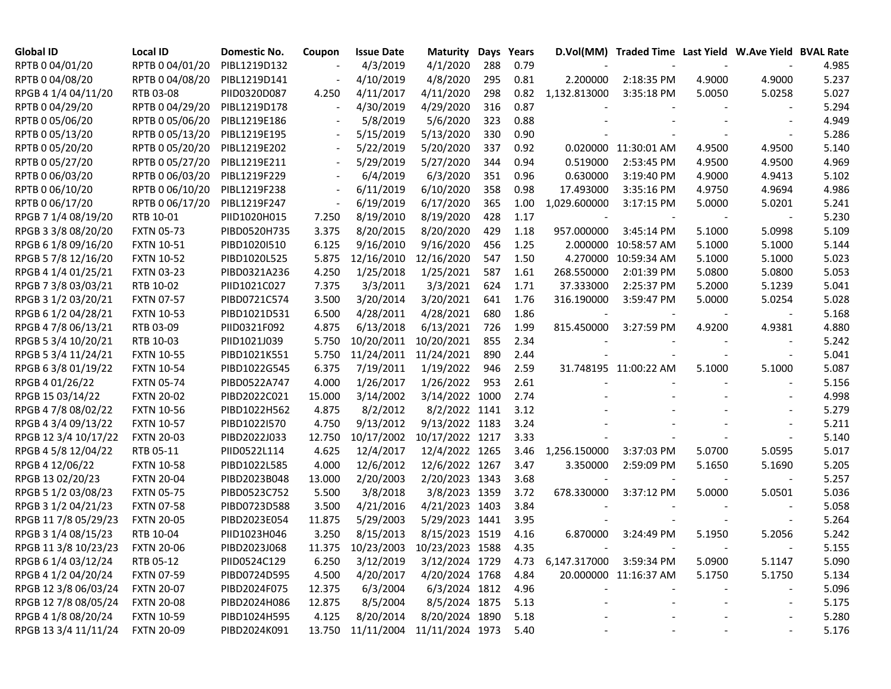| Global ID | Local ID | Domestic No. | Coupon | Issue Date | Maturity | Days | Years | D.Vol(MM) | Traded Time | Last Yield | W.Ave Yield | BVAL Rate |
|---|---|---|---|---|---|---|---|---|---|---|---|---|
| RPTB 0 04/01/20 | RPTB 0 04/01/20 | PIBL1219D132 | - | 4/3/2019 | 4/1/2020 | 288 | 0.79 | - | - | - | - | 4.985 |
| RPTB 0 04/08/20 | RPTB 0 04/08/20 | PIBL1219D141 | - | 4/10/2019 | 4/8/2020 | 295 | 0.81 | 2.200000 | 2:18:35 PM | 4.9000 | 4.9000 | 5.237 |
| RPGB 4 1/4 04/11/20 | RTB 03-08 | PIID0320D087 | 4.250 | 4/11/2017 | 4/11/2020 | 298 | 0.82 | 1,132.813000 | 3:35:18 PM | 5.0050 | 5.0258 | 5.027 |
| RPTB 0 04/29/20 | RPTB 0 04/29/20 | PIBL1219D178 | - | 4/30/2019 | 4/29/2020 | 316 | 0.87 | - | - | - | - | 5.294 |
| RPTB 0 05/06/20 | RPTB 0 05/06/20 | PIBL1219E186 | - | 5/8/2019 | 5/6/2020 | 323 | 0.88 | - | - | - | - | 4.949 |
| RPTB 0 05/13/20 | RPTB 0 05/13/20 | PIBL1219E195 | - | 5/15/2019 | 5/13/2020 | 330 | 0.90 | - | - | - | - | 5.286 |
| RPTB 0 05/20/20 | RPTB 0 05/20/20 | PIBL1219E202 | - | 5/22/2019 | 5/20/2020 | 337 | 0.92 | 0.020000 | 11:30:01 AM | 4.9500 | 4.9500 | 5.140 |
| RPTB 0 05/27/20 | RPTB 0 05/27/20 | PIBL1219E211 | - | 5/29/2019 | 5/27/2020 | 344 | 0.94 | 0.519000 | 2:53:45 PM | 4.9500 | 4.9500 | 4.969 |
| RPTB 0 06/03/20 | RPTB 0 06/03/20 | PIBL1219F229 | - | 6/4/2019 | 6/3/2020 | 351 | 0.96 | 0.630000 | 3:19:40 PM | 4.9000 | 4.9413 | 5.102 |
| RPTB 0 06/10/20 | RPTB 0 06/10/20 | PIBL1219F238 | - | 6/11/2019 | 6/10/2020 | 358 | 0.98 | 17.493000 | 3:35:16 PM | 4.9750 | 4.9694 | 4.986 |
| RPTB 0 06/17/20 | RPTB 0 06/17/20 | PIBL1219F247 | - | 6/19/2019 | 6/17/2020 | 365 | 1.00 | 1,029.600000 | 3:17:15 PM | 5.0000 | 5.0201 | 5.241 |
| RPGB 7 1/4 08/19/20 | RTB 10-01 | PIID1020H015 | 7.250 | 8/19/2010 | 8/19/2020 | 428 | 1.17 | - | - | - | - | 5.230 |
| RPGB 3 3/8 08/20/20 | FXTN 05-73 | PIBD0520H735 | 3.375 | 8/20/2015 | 8/20/2020 | 429 | 1.18 | 957.000000 | 3:45:14 PM | 5.1000 | 5.0998 | 5.109 |
| RPGB 6 1/8 09/16/20 | FXTN 10-51 | PIBD1020I510 | 6.125 | 9/16/2010 | 9/16/2020 | 456 | 1.25 | 2.000000 | 10:58:57 AM | 5.1000 | 5.1000 | 5.144 |
| RPGB 5 7/8 12/16/20 | FXTN 10-52 | PIBD1020L525 | 5.875 | 12/16/2010 | 12/16/2020 | 547 | 1.50 | 4.270000 | 10:59:34 AM | 5.1000 | 5.1000 | 5.023 |
| RPGB 4 1/4 01/25/21 | FXTN 03-23 | PIBD0321A236 | 4.250 | 1/25/2018 | 1/25/2021 | 587 | 1.61 | 268.550000 | 2:01:39 PM | 5.0800 | 5.0800 | 5.053 |
| RPGB 7 3/8 03/03/21 | RTB 10-02 | PIID1021C027 | 7.375 | 3/3/2011 | 3/3/2021 | 624 | 1.71 | 37.333000 | 2:25:37 PM | 5.2000 | 5.1239 | 5.041 |
| RPGB 3 1/2 03/20/21 | FXTN 07-57 | PIBD0721C574 | 3.500 | 3/20/2014 | 3/20/2021 | 641 | 1.76 | 316.190000 | 3:59:47 PM | 5.0000 | 5.0254 | 5.028 |
| RPGB 6 1/2 04/28/21 | FXTN 10-53 | PIBD1021D531 | 6.500 | 4/28/2011 | 4/28/2021 | 680 | 1.86 | - | - | - | - | 5.168 |
| RPGB 4 7/8 06/13/21 | RTB 03-09 | PIID0321F092 | 4.875 | 6/13/2018 | 6/13/2021 | 726 | 1.99 | 815.450000 | 3:27:59 PM | 4.9200 | 4.9381 | 4.880 |
| RPGB 5 3/4 10/20/21 | RTB 10-03 | PIID1021J039 | 5.750 | 10/20/2011 | 10/20/2021 | 855 | 2.34 | - | - | - | - | 5.242 |
| RPGB 5 3/4 11/24/21 | FXTN 10-55 | PIBD1021K551 | 5.750 | 11/24/2011 | 11/24/2021 | 890 | 2.44 | - | - | - | - | 5.041 |
| RPGB 6 3/8 01/19/22 | FXTN 10-54 | PIBD1022G545 | 6.375 | 7/19/2011 | 1/19/2022 | 946 | 2.59 | 31.748195 | 11:00:22 AM | 5.1000 | 5.1000 | 5.087 |
| RPGB 4 01/26/22 | FXTN 05-74 | PIBD0522A747 | 4.000 | 1/26/2017 | 1/26/2022 | 953 | 2.61 | - | - | - | - | 5.156 |
| RPGB 15 03/14/22 | FXTN 20-02 | PIBD2022C021 | 15.000 | 3/14/2002 | 3/14/2022 | 1000 | 2.74 | - | - | - | - | 4.998 |
| RPGB 4 7/8 08/02/22 | FXTN 10-56 | PIBD1022H562 | 4.875 | 8/2/2012 | 8/2/2022 | 1141 | 3.12 | - | - | - | - | 5.279 |
| RPGB 4 3/4 09/13/22 | FXTN 10-57 | PIBD1022I570 | 4.750 | 9/13/2012 | 9/13/2022 | 1183 | 3.24 | - | - | - | - | 5.211 |
| RPGB 12 3/4 10/17/22 | FXTN 20-03 | PIBD2022J033 | 12.750 | 10/17/2002 | 10/17/2022 | 1217 | 3.33 | - | - | - | - | 5.140 |
| RPGB 4 5/8 12/04/22 | RTB 05-11 | PIID0522L114 | 4.625 | 12/4/2017 | 12/4/2022 | 1265 | 3.46 | 1,256.150000 | 3:37:03 PM | 5.0700 | 5.0595 | 5.017 |
| RPGB 4 12/06/22 | FXTN 10-58 | PIBD1022L585 | 4.000 | 12/6/2012 | 12/6/2022 | 1267 | 3.47 | 3.350000 | 2:59:09 PM | 5.1650 | 5.1690 | 5.205 |
| RPGB 13 02/20/23 | FXTN 20-04 | PIBD2023B048 | 13.000 | 2/20/2003 | 2/20/2023 | 1343 | 3.68 | - | - | - | - | 5.257 |
| RPGB 5 1/2 03/08/23 | FXTN 05-75 | PIBD0523C752 | 5.500 | 3/8/2018 | 3/8/2023 | 1359 | 3.72 | 678.330000 | 3:37:12 PM | 5.0000 | 5.0501 | 5.036 |
| RPGB 3 1/2 04/21/23 | FXTN 07-58 | PIBD0723D588 | 3.500 | 4/21/2016 | 4/21/2023 | 1403 | 3.84 | - | - | - | - | 5.058 |
| RPGB 11 7/8 05/29/23 | FXTN 20-05 | PIBD2023E054 | 11.875 | 5/29/2003 | 5/29/2023 | 1441 | 3.95 | - | - | - | - | 5.264 |
| RPGB 3 1/4 08/15/23 | RTB 10-04 | PIID1023H046 | 3.250 | 8/15/2013 | 8/15/2023 | 1519 | 4.16 | 6.870000 | 3:24:49 PM | 5.1950 | 5.2056 | 5.242 |
| RPGB 11 3/8 10/23/23 | FXTN 20-06 | PIBD2023J068 | 11.375 | 10/23/2003 | 10/23/2023 | 1588 | 4.35 | - | - | - | - | 5.155 |
| RPGB 6 1/4 03/12/24 | RTB 05-12 | PIID0524C129 | 6.250 | 3/12/2019 | 3/12/2024 | 1729 | 4.73 | 6,147.317000 | 3:59:34 PM | 5.0900 | 5.1147 | 5.090 |
| RPGB 4 1/2 04/20/24 | FXTN 07-59 | PIBD0724D595 | 4.500 | 4/20/2017 | 4/20/2024 | 1768 | 4.84 | 20.000000 | 11:16:37 AM | 5.1750 | 5.1750 | 5.134 |
| RPGB 12 3/8 06/03/24 | FXTN 20-07 | PIBD2024F075 | 12.375 | 6/3/2004 | 6/3/2024 | 1812 | 4.96 | - | - | - | - | 5.096 |
| RPGB 12 7/8 08/05/24 | FXTN 20-08 | PIBD2024H086 | 12.875 | 8/5/2004 | 8/5/2024 | 1875 | 5.13 | - | - | - | - | 5.175 |
| RPGB 4 1/8 08/20/24 | FXTN 10-59 | PIBD1024H595 | 4.125 | 8/20/2014 | 8/20/2024 | 1890 | 5.18 | - | - | - | - | 5.280 |
| RPGB 13 3/4 11/11/24 | FXTN 20-09 | PIBD2024K091 | 13.750 | 11/11/2004 | 11/11/2024 | 1973 | 5.40 | - | - | - | - | 5.176 |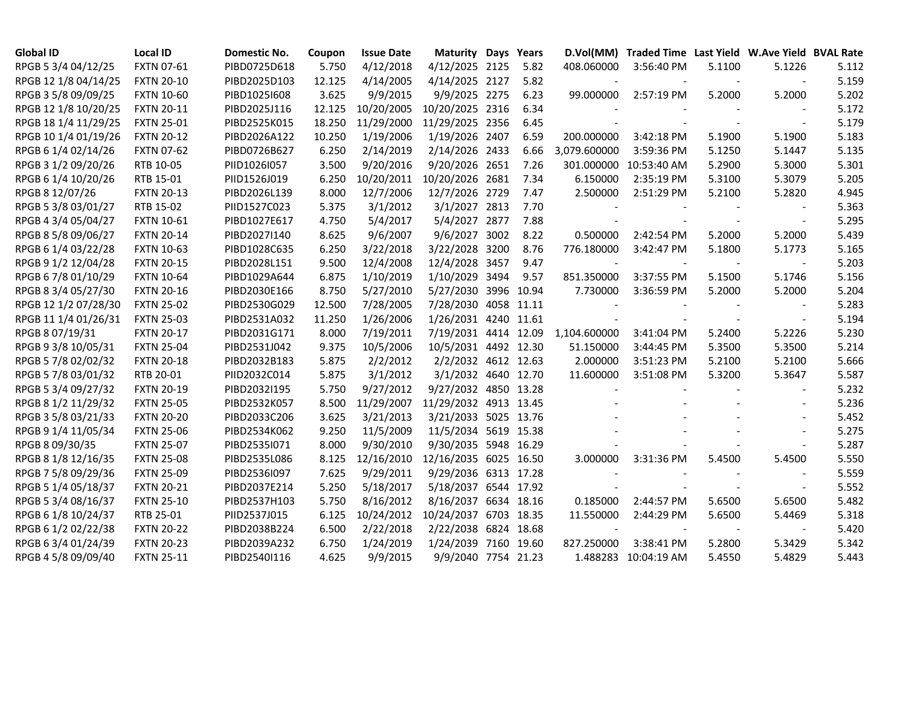| Global ID | Local ID | Domestic No. | Coupon | Issue Date | Maturity | Days | Years | D.Vol(MM) | Traded Time | Last Yield | W.Ave Yield | BVAL Rate |
|---|---|---|---|---|---|---|---|---|---|---|---|---|
| RPGB 5 3/4 04/12/25 | FXTN 07-61 | PIBD0725D618 | 5.750 | 4/12/2018 | 4/12/2025 | 2125 | 5.82 | 408.060000 | 3:56:40 PM | 5.1100 | 5.1226 | 5.112 |
| RPGB 12 1/8 04/14/25 | FXTN 20-10 | PIBD2025D103 | 12.125 | 4/14/2005 | 4/14/2025 | 2127 | 5.82 | - | - | - | - | 5.159 |
| RPGB 3 5/8 09/09/25 | FXTN 10-60 | PIBD1025I608 | 3.625 | 9/9/2015 | 9/9/2025 | 2275 | 6.23 | 99.000000 | 2:57:19 PM | 5.2000 | 5.2000 | 5.202 |
| RPGB 12 1/8 10/20/25 | FXTN 20-11 | PIBD2025J116 | 12.125 | 10/20/2005 | 10/20/2025 | 2316 | 6.34 | - | - | - | - | 5.172 |
| RPGB 18 1/4 11/29/25 | FXTN 25-01 | PIBD2525K015 | 18.250 | 11/29/2000 | 11/29/2025 | 2356 | 6.45 | - | - | - | - | 5.179 |
| RPGB 10 1/4 01/19/26 | FXTN 20-12 | PIBD2026A122 | 10.250 | 1/19/2006 | 1/19/2026 | 2407 | 6.59 | 200.000000 | 3:42:18 PM | 5.1900 | 5.1900 | 5.183 |
| RPGB 6 1/4 02/14/26 | FXTN 07-62 | PIBD0726B627 | 6.250 | 2/14/2019 | 2/14/2026 | 2433 | 6.66 | 3,079.600000 | 3:59:36 PM | 5.1250 | 5.1447 | 5.135 |
| RPGB 3 1/2 09/20/26 | RTB 10-05 | PIID1026I057 | 3.500 | 9/20/2016 | 9/20/2026 | 2651 | 7.26 | 301.000000 | 10:53:40 AM | 5.2900 | 5.3000 | 5.301 |
| RPGB 6 1/4 10/20/26 | RTB 15-01 | PIID1526J019 | 6.250 | 10/20/2011 | 10/20/2026 | 2681 | 7.34 | 6.150000 | 2:35:19 PM | 5.3100 | 5.3079 | 5.205 |
| RPGB 8 12/07/26 | FXTN 20-13 | PIBD2026L139 | 8.000 | 12/7/2006 | 12/7/2026 | 2729 | 7.47 | 2.500000 | 2:51:29 PM | 5.2100 | 5.2820 | 4.945 |
| RPGB 5 3/8 03/01/27 | RTB 15-02 | PIID1527C023 | 5.375 | 3/1/2012 | 3/1/2027 | 2813 | 7.70 | - | - | - | - | 5.363 |
| RPGB 4 3/4 05/04/27 | FXTN 10-61 | PIBD1027E617 | 4.750 | 5/4/2017 | 5/4/2027 | 2877 | 7.88 | - | - | - | - | 5.295 |
| RPGB 8 5/8 09/06/27 | FXTN 20-14 | PIBD2027I140 | 8.625 | 9/6/2007 | 9/6/2027 | 3002 | 8.22 | 0.500000 | 2:42:54 PM | 5.2000 | 5.2000 | 5.439 |
| RPGB 6 1/4 03/22/28 | FXTN 10-63 | PIBD1028C635 | 6.250 | 3/22/2018 | 3/22/2028 | 3200 | 8.76 | 776.180000 | 3:42:47 PM | 5.1800 | 5.1773 | 5.165 |
| RPGB 9 1/2 12/04/28 | FXTN 20-15 | PIBD2028L151 | 9.500 | 12/4/2008 | 12/4/2028 | 3457 | 9.47 | - | - | - | - | 5.203 |
| RPGB 6 7/8 01/10/29 | FXTN 10-64 | PIBD1029A644 | 6.875 | 1/10/2019 | 1/10/2029 | 3494 | 9.57 | 851.350000 | 3:37:55 PM | 5.1500 | 5.1746 | 5.156 |
| RPGB 8 3/4 05/27/30 | FXTN 20-16 | PIBD2030E166 | 8.750 | 5/27/2010 | 5/27/2030 | 3996 | 10.94 | 7.730000 | 3:36:59 PM | 5.2000 | 5.2000 | 5.204 |
| RPGB 12 1/2 07/28/30 | FXTN 25-02 | PIBD2530G029 | 12.500 | 7/28/2005 | 7/28/2030 | 4058 | 11.11 | - | - | - | - | 5.283 |
| RPGB 11 1/4 01/26/31 | FXTN 25-03 | PIBD2531A032 | 11.250 | 1/26/2006 | 1/26/2031 | 4240 | 11.61 | - | - | - | - | 5.194 |
| RPGB 8 07/19/31 | FXTN 20-17 | PIBD2031G171 | 8.000 | 7/19/2011 | 7/19/2031 | 4414 | 12.09 | 1,104.600000 | 3:41:04 PM | 5.2400 | 5.2226 | 5.230 |
| RPGB 9 3/8 10/05/31 | FXTN 25-04 | PIBD2531J042 | 9.375 | 10/5/2006 | 10/5/2031 | 4492 | 12.30 | 51.150000 | 3:44:45 PM | 5.3500 | 5.3500 | 5.214 |
| RPGB 5 7/8 02/02/32 | FXTN 20-18 | PIBD2032B183 | 5.875 | 2/2/2012 | 2/2/2032 | 4612 | 12.63 | 2.000000 | 3:51:23 PM | 5.2100 | 5.2100 | 5.666 |
| RPGB 5 7/8 03/01/32 | RTB 20-01 | PIID2032C014 | 5.875 | 3/1/2012 | 3/1/2032 | 4640 | 12.70 | 11.600000 | 3:51:08 PM | 5.3200 | 5.3647 | 5.587 |
| RPGB 5 3/4 09/27/32 | FXTN 20-19 | PIBD2032I195 | 5.750 | 9/27/2012 | 9/27/2032 | 4850 | 13.28 | - | - | - | - | 5.232 |
| RPGB 8 1/2 11/29/32 | FXTN 25-05 | PIBD2532K057 | 8.500 | 11/29/2007 | 11/29/2032 | 4913 | 13.45 | - | - | - | - | 5.236 |
| RPGB 3 5/8 03/21/33 | FXTN 20-20 | PIBD2033C206 | 3.625 | 3/21/2013 | 3/21/2033 | 5025 | 13.76 | - | - | - | - | 5.452 |
| RPGB 9 1/4 11/05/34 | FXTN 25-06 | PIBD2534K062 | 9.250 | 11/5/2009 | 11/5/2034 | 5619 | 15.38 | - | - | - | - | 5.275 |
| RPGB 8 09/30/35 | FXTN 25-07 | PIBD2535I071 | 8.000 | 9/30/2010 | 9/30/2035 | 5948 | 16.29 | - | - | - | - | 5.287 |
| RPGB 8 1/8 12/16/35 | FXTN 25-08 | PIBD2535L086 | 8.125 | 12/16/2010 | 12/16/2035 | 6025 | 16.50 | 3.000000 | 3:31:36 PM | 5.4500 | 5.4500 | 5.550 |
| RPGB 7 5/8 09/29/36 | FXTN 25-09 | PIBD2536I097 | 7.625 | 9/29/2011 | 9/29/2036 | 6313 | 17.28 | - | - | - | - | 5.559 |
| RPGB 5 1/4 05/18/37 | FXTN 20-21 | PIBD2037E214 | 5.250 | 5/18/2017 | 5/18/2037 | 6544 | 17.92 | - | - | - | - | 5.552 |
| RPGB 5 3/4 08/16/37 | FXTN 25-10 | PIBD2537H103 | 5.750 | 8/16/2012 | 8/16/2037 | 6634 | 18.16 | 0.185000 | 2:44:57 PM | 5.6500 | 5.6500 | 5.482 |
| RPGB 6 1/8 10/24/37 | RTB 25-01 | PIID2537J015 | 6.125 | 10/24/2012 | 10/24/2037 | 6703 | 18.35 | 11.550000 | 2:44:29 PM | 5.6500 | 5.4469 | 5.318 |
| RPGB 6 1/2 02/22/38 | FXTN 20-22 | PIBD2038B224 | 6.500 | 2/22/2018 | 2/22/2038 | 6824 | 18.68 | - | - | - | - | 5.420 |
| RPGB 6 3/4 01/24/39 | FXTN 20-23 | PIBD2039A232 | 6.750 | 1/24/2019 | 1/24/2039 | 7160 | 19.60 | 827.250000 | 3:38:41 PM | 5.2800 | 5.3429 | 5.342 |
| RPGB 4 5/8 09/09/40 | FXTN 25-11 | PIBD2540I116 | 4.625 | 9/9/2015 | 9/9/2040 | 7754 | 21.23 | 1.488283 | 10:04:19 AM | 5.4550 | 5.4829 | 5.443 |